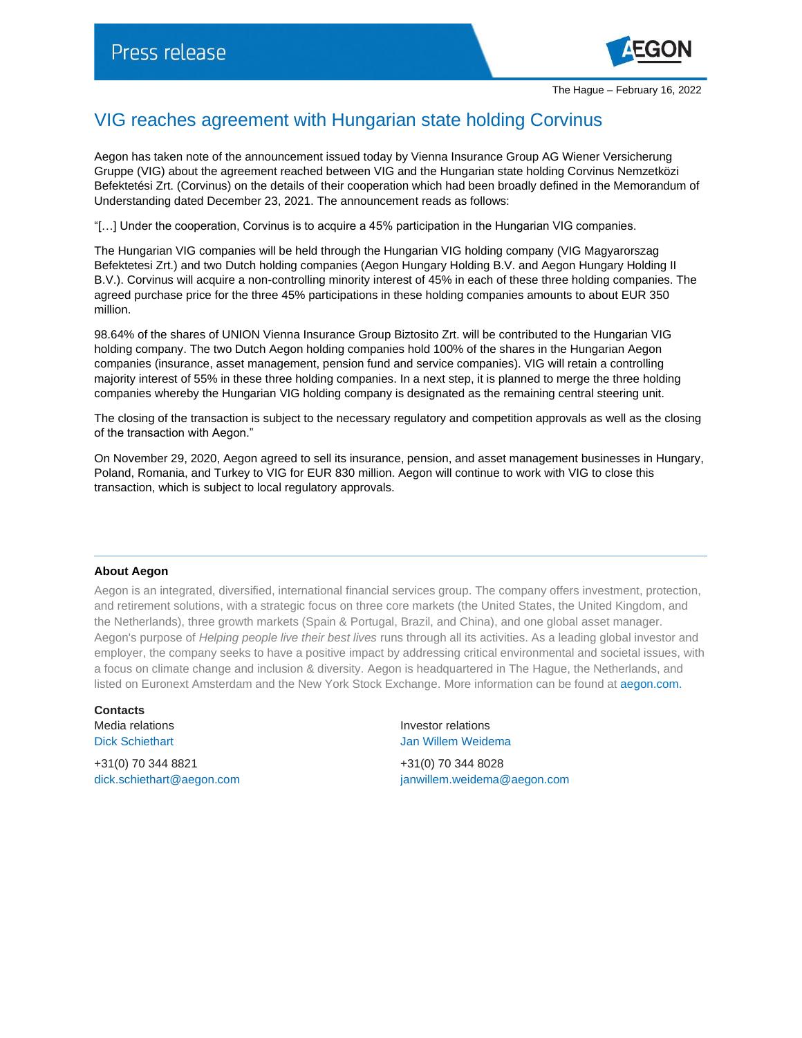Press release

The Hague – February 16, 2022

# VIG reaches agreement with Hungarian state holding Corvinus

Aegon has taken note of the announcement issued today by Vienna Insurance Group AG Wiener Versicherung Gruppe (VIG) about the agreement reached between VIG and the Hungarian state holding Corvinus Nemzetközi Befektetési Zrt. (Corvinus) on the details of their cooperation which had been broadly defined in the Memorandum of Understanding dated December 23, 2021. The announcement reads as follows:

"[…] Under the cooperation, Corvinus is to acquire a 45% participation in the Hungarian VIG companies.

The Hungarian VIG companies will be held through the Hungarian VIG holding company (VIG Magyarorszag Befektetesi Zrt.) and two Dutch holding companies (Aegon Hungary Holding B.V. and Aegon Hungary Holding II B.V.). Corvinus will acquire a non-controlling minority interest of 45% in each of these three holding companies. The agreed purchase price for the three 45% participations in these holding companies amounts to about EUR 350 million.

98.64% of the shares of UNION Vienna Insurance Group Biztosito Zrt. will be contributed to the Hungarian VIG holding company. The two Dutch Aegon holding companies hold 100% of the shares in the Hungarian Aegon companies (insurance, asset management, pension fund and service companies). VIG will retain a controlling majority interest of 55% in these three holding companies. In a next step, it is planned to merge the three holding companies whereby the Hungarian VIG holding company is designated as the remaining central steering unit.

The closing of the transaction is subject to the necessary regulatory and competition approvals as well as the closing of the transaction with Aegon."

On November 29, 2020, Aegon agreed to sell its insurance, pension, and asset management businesses in Hungary, Poland, Romania, and Turkey to VIG for EUR 830 million. Aegon will continue to work with VIG to close this transaction, which is subject to local regulatory approvals.

---

**About Aegon**

Aegon is an integrated, diversified, international financial services group. The company offers investment, protection, and retirement solutions, with a strategic focus on three core markets (the United States, the United Kingdom, and the Netherlands), three growth markets (Spain & Portugal, Brazil, and China), and one global asset manager. Aegon's purpose of *Helping people live their best lives* runs through all its activities. As a leading global investor and employer, the company seeks to have a positive impact by addressing critical environmental and societal issues, with a focus on climate change and inclusion & diversity. Aegon is headquartered in The Hague, the Netherlands, and listed on Euronext Amsterdam and the New York Stock Exchange. More information can be found at aegon.com.

**Contacts**

Media relations
Dick Schiethart
+31(0) 70 344 8821
dick.schiethart@aegon.com

Investor relations
Jan Willem Weidema
+31(0) 70 344 8028
janwillem.weidema@aegon.com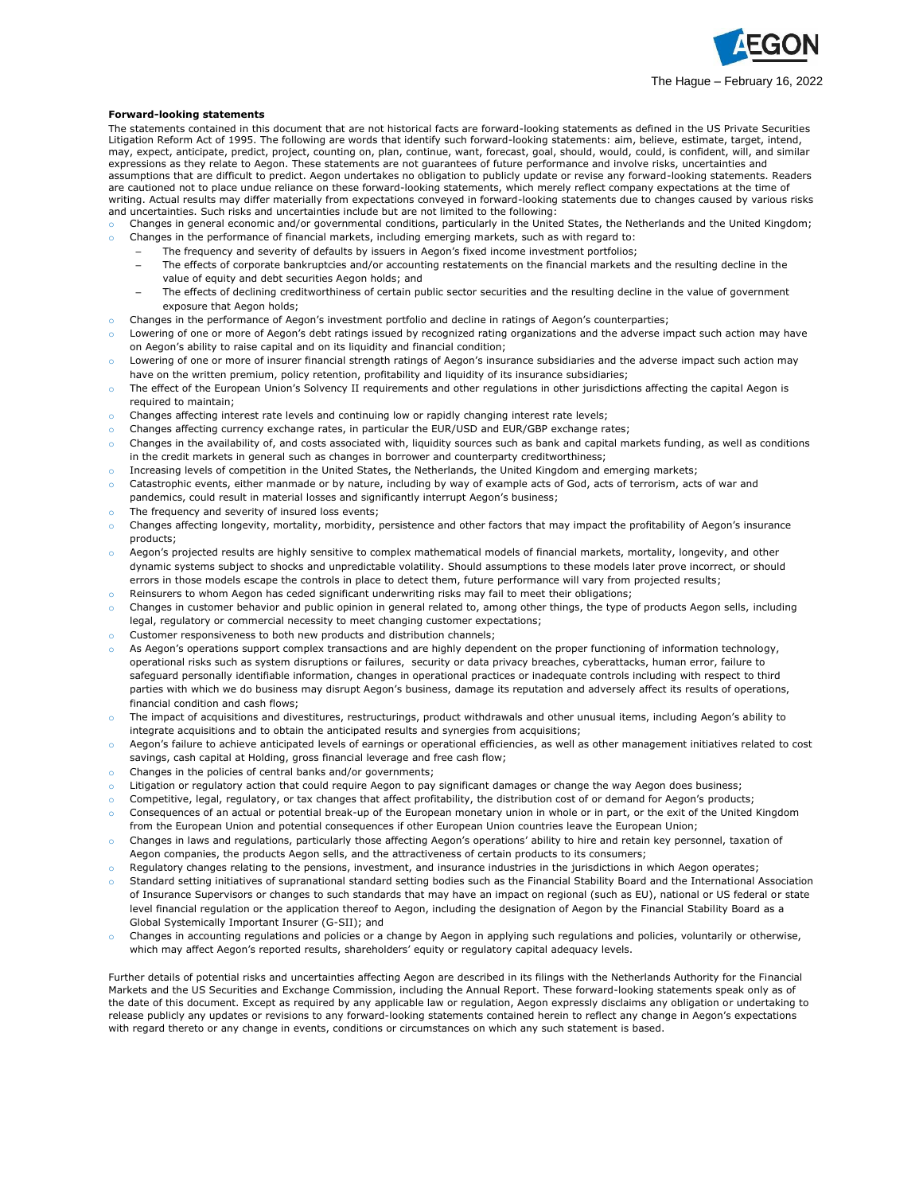The Hague – February 16, 2022

**Forward-looking statements**

The statements contained in this document that are not historical facts are forward-looking statements as defined in the US Private Securities Litigation Reform Act of 1995. The following are words that identify such forward-looking statements: aim, believe, estimate, target, intend, may, expect, anticipate, predict, project, counting on, plan, continue, want, forecast, goal, should, would, could, is confident, will, and similar expressions as they relate to Aegon. These statements are not guarantees of future performance and involve risks, uncertainties and assumptions that are difficult to predict. Aegon undertakes no obligation to publicly update or revise any forward-looking statements. Readers are cautioned not to place undue reliance on these forward-looking statements, which merely reflect company expectations at the time of writing. Actual results may differ materially from expectations conveyed in forward-looking statements due to changes caused by various risks and uncertainties. Such risks and uncertainties include but are not limited to the following:

- Changes in general economic and/or governmental conditions, particularly in the United States, the Netherlands and the United Kingdom;
- Changes in the performance of financial markets, including emerging markets, such as with regard to:
  - The frequency and severity of defaults by issuers in Aegon's fixed income investment portfolios;
  - The effects of corporate bankruptcies and/or accounting restatements on the financial markets and the resulting decline in the value of equity and debt securities Aegon holds; and
  - The effects of declining creditworthiness of certain public sector securities and the resulting decline in the value of government exposure that Aegon holds;
- Changes in the performance of Aegon's investment portfolio and decline in ratings of Aegon's counterparties;
- Lowering of one or more of Aegon's debt ratings issued by recognized rating organizations and the adverse impact such action may have on Aegon's ability to raise capital and on its liquidity and financial condition;
- Lowering of one or more of insurer financial strength ratings of Aegon's insurance subsidiaries and the adverse impact such action may have on the written premium, policy retention, profitability and liquidity of its insurance subsidiaries;
- The effect of the European Union's Solvency II requirements and other regulations in other jurisdictions affecting the capital Aegon is required to maintain;
- Changes affecting interest rate levels and continuing low or rapidly changing interest rate levels;
- Changes affecting currency exchange rates, in particular the EUR/USD and EUR/GBP exchange rates;
- Changes in the availability of, and costs associated with, liquidity sources such as bank and capital markets funding, as well as conditions in the credit markets in general such as changes in borrower and counterparty creditworthiness;
- Increasing levels of competition in the United States, the Netherlands, the United Kingdom and emerging markets;
- Catastrophic events, either manmade or by nature, including by way of example acts of God, acts of terrorism, acts of war and pandemics, could result in material losses and significantly interrupt Aegon's business;
- The frequency and severity of insured loss events;
- Changes affecting longevity, mortality, morbidity, persistence and other factors that may impact the profitability of Aegon's insurance products;
- Aegon's projected results are highly sensitive to complex mathematical models of financial markets, mortality, longevity, and other dynamic systems subject to shocks and unpredictable volatility. Should assumptions to these models later prove incorrect, or should errors in those models escape the controls in place to detect them, future performance will vary from projected results;
- Reinsurers to whom Aegon has ceded significant underwriting risks may fail to meet their obligations;
- Changes in customer behavior and public opinion in general related to, among other things, the type of products Aegon sells, including legal, regulatory or commercial necessity to meet changing customer expectations;
- Customer responsiveness to both new products and distribution channels;
- As Aegon's operations support complex transactions and are highly dependent on the proper functioning of information technology, operational risks such as system disruptions or failures, security or data privacy breaches, cyberattacks, human error, failure to safeguard personally identifiable information, changes in operational practices or inadequate controls including with respect to third parties with which we do business may disrupt Aegon's business, damage its reputation and adversely affect its results of operations, financial condition and cash flows;
- The impact of acquisitions and divestitures, restructurings, product withdrawals and other unusual items, including Aegon's ability to integrate acquisitions and to obtain the anticipated results and synergies from acquisitions;
- Aegon's failure to achieve anticipated levels of earnings or operational efficiencies, as well as other management initiatives related to cost savings, cash capital at Holding, gross financial leverage and free cash flow;
- Changes in the policies of central banks and/or governments;
- Litigation or regulatory action that could require Aegon to pay significant damages or change the way Aegon does business;
- Competitive, legal, regulatory, or tax changes that affect profitability, the distribution cost of or demand for Aegon's products;
- Consequences of an actual or potential break-up of the European monetary union in whole or in part, or the exit of the United Kingdom from the European Union and potential consequences if other European Union countries leave the European Union;
- Changes in laws and regulations, particularly those affecting Aegon's operations' ability to hire and retain key personnel, taxation of Aegon companies, the products Aegon sells, and the attractiveness of certain products to its consumers;
- Regulatory changes relating to the pensions, investment, and insurance industries in the jurisdictions in which Aegon operates;
- Standard setting initiatives of supranational standard setting bodies such as the Financial Stability Board and the International Association of Insurance Supervisors or changes to such standards that may have an impact on regional (such as EU), national or US federal or state level financial regulation or the application thereof to Aegon, including the designation of Aegon by the Financial Stability Board as a Global Systemically Important Insurer (G-SII); and
- Changes in accounting regulations and policies or a change by Aegon in applying such regulations and policies, voluntarily or otherwise, which may affect Aegon's reported results, shareholders' equity or regulatory capital adequacy levels.

Further details of potential risks and uncertainties affecting Aegon are described in its filings with the Netherlands Authority for the Financial Markets and the US Securities and Exchange Commission, including the Annual Report. These forward-looking statements speak only as of the date of this document. Except as required by any applicable law or regulation, Aegon expressly disclaims any obligation or undertaking to release publicly any updates or revisions to any forward-looking statements contained herein to reflect any change in Aegon's expectations with regard thereto or any change in events, conditions or circumstances on which any such statement is based.